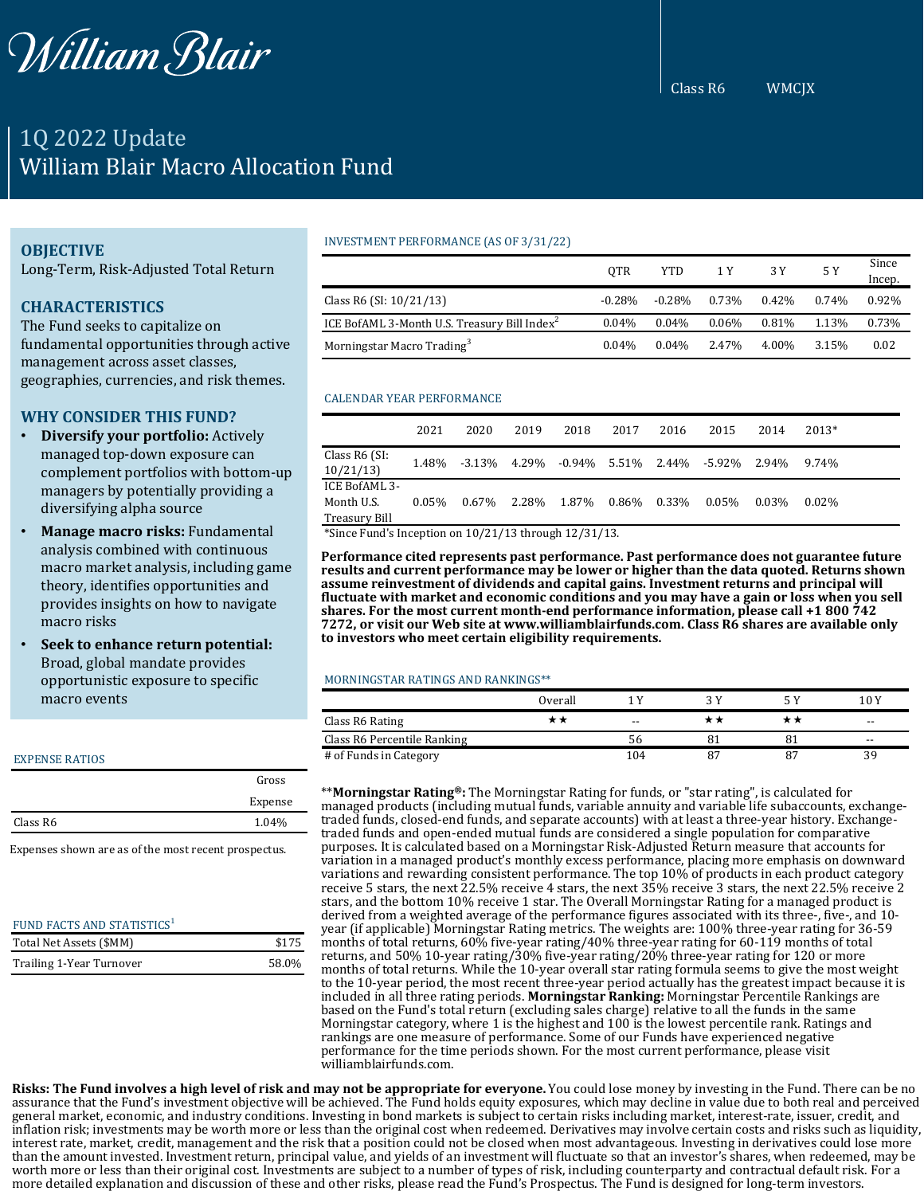William Blair

Class R6 WMCJX

# 1Q 2022 Update
# William Blair Macro Allocation Fund

## OBJECTIVE
Long-Term, Risk-Adjusted Total Return

## CHARACTERISTICS
The Fund seeks to capitalize on fundamental opportunities through active management across asset classes, geographies, currencies, and risk themes.

## WHY CONSIDER THIS FUND?
- **Diversify your portfolio:** Actively managed top-down exposure can complement portfolios with bottom-up managers by potentially providing a diversifying alpha source
- **Manage macro risks:** Fundamental analysis combined with continuous macro market analysis, including game theory, identifies opportunities and provides insights on how to navigate macro risks
- **Seek to enhance return potential:** Broad, global mandate provides opportunistic exposure to specific macro events

EXPENSE RATIOS

| | Gross Expense |
|---|---|
| Class R6 | 1.04% |

Expenses shown are as of the most recent prospectus.

FUND FACTS AND STATISTICS[1]

| | |
|---|---|
| Total Net Assets ($MM) | $175 |
| Trailing 1-Year Turnover | 58.0% |

INVESTMENT PERFORMANCE (AS OF 3/31/22)

| | QTR | YTD | 1 Y | 3 Y | 5 Y | Since Incep. |
|---|---|---|---|---|---|---|
| Class R6 (SI: 10/21/13) | -0.28% | -0.28% | 0.73% | 0.42% | 0.74% | 0.92% |
| ICE BofAML 3-Month U.S. Treasury Bill Index[2] | 0.04% | 0.04% | 0.06% | 0.81% | 1.13% | 0.73% |
| Morningstar Macro Trading[3] | 0.04% | 0.04% | 2.47% | 4.00% | 3.15% | 0.02 |

CALENDAR YEAR PERFORMANCE

| | 2021 | 2020 | 2019 | 2018 | 2017 | 2016 | 2015 | 2014 | 2013* |
|---|---|---|---|---|---|---|---|---|---|
| Class R6 (SI: 10/21/13) | 1.48% | -3.13% | 4.29% | -0.94% | 5.51% | 2.44% | -5.92% | 2.94% | 9.74% |
| ICE BofAML 3-Month U.S. Treasury Bill | 0.05% | 0.67% | 2.28% | 1.87% | 0.86% | 0.33% | 0.05% | 0.03% | 0.02% |

*Since Fund's Inception on 10/21/13 through 12/31/13.

**Performance cited represents past performance. Past performance does not guarantee future results and current performance may be lower or higher than the data quoted. Returns shown assume reinvestment of dividends and capital gains. Investment returns and principal will fluctuate with market and economic conditions and you may have a gain or loss when you sell shares. For the most current month-end performance information, please call +1 800 742 7272, or visit our Web site at www.williamblairfunds.com. Class R6 shares are available only to investors who meet certain eligibility requirements.**

MORNINGSTAR RATINGS AND RANKINGS**

| | Overall | 1 Y | 3 Y | 5 Y | 10 Y |
|---|---|---|---|---|---|
| Class R6 Rating | ★★ | -- | ★★ | ★★ | -- |
| Class R6 Percentile Ranking | | 56 | 81 | 81 | -- |
| # of Funds in Category | | 104 | 87 | 87 | 39 |

****Morningstar Rating®:** The Morningstar Rating for funds, or "star rating", is calculated for managed products (including mutual funds, variable annuity and variable life subaccounts, exchange-traded funds, closed-end funds, and separate accounts) with at least a three-year history. Exchange-traded funds and open-ended mutual funds are considered a single population for comparative purposes. It is calculated based on a Morningstar Risk-Adjusted Return measure that accounts for variation in a managed product's monthly excess performance, placing more emphasis on downward variations and rewarding consistent performance. The top 10% of products in each product category receive 5 stars, the next 22.5% receive 4 stars, the next 35% receive 3 stars, the next 22.5% receive 2 stars, and the bottom 10% receive 1 star. The Overall Morningstar Rating for a managed product is derived from a weighted average of the performance figures associated with its three-, five-, and 10-year (if applicable) Morningstar Rating metrics. The weights are: 100% three-year rating for 36-59 months of total returns, 60% five-year rating/40% three-year rating for 60-119 months of total returns, and 50% 10-year rating/30% five-year rating/20% three-year rating for 120 or more months of total returns. While the 10-year overall star rating formula seems to give the most weight to the 10-year period, the most recent three-year period actually has the greatest impact because it is included in all three rating periods. **Morningstar Ranking:** Morningstar Percentile Rankings are based on the Fund's total return (excluding sales charge) relative to all the funds in the same Morningstar category, where 1 is the highest and 100 is the lowest percentile rank. Ratings and rankings are one measure of performance. Some of our Funds have experienced negative performance for the time periods shown. For the most current performance, please visit williamblairfunds.com.

**Risks: The Fund involves a high level of risk and may not be appropriate for everyone.** You could lose money by investing in the Fund. There can be no assurance that the Fund's investment objective will be achieved. The Fund holds equity exposures, which may decline in value due to both real and perceived general market, economic, and industry conditions. Investing in bond markets is subject to certain risks including market, interest-rate, issuer, credit, and inflation risk; investments may be worth more or less than the original cost when redeemed. Derivatives may involve certain costs and risks such as liquidity, interest rate, market, credit, management and the risk that a position could not be closed when most advantageous. Investing in derivatives could lose more than the amount invested. Investment return, principal value, and yields of an investment will fluctuate so that an investor's shares, when redeemed, may be worth more or less than their original cost. Investments are subject to a number of types of risk, including counterparty and contractual default risk. For a more detailed explanation and discussion of these and other risks, please read the Fund's Prospectus. The Fund is designed for long-term investors.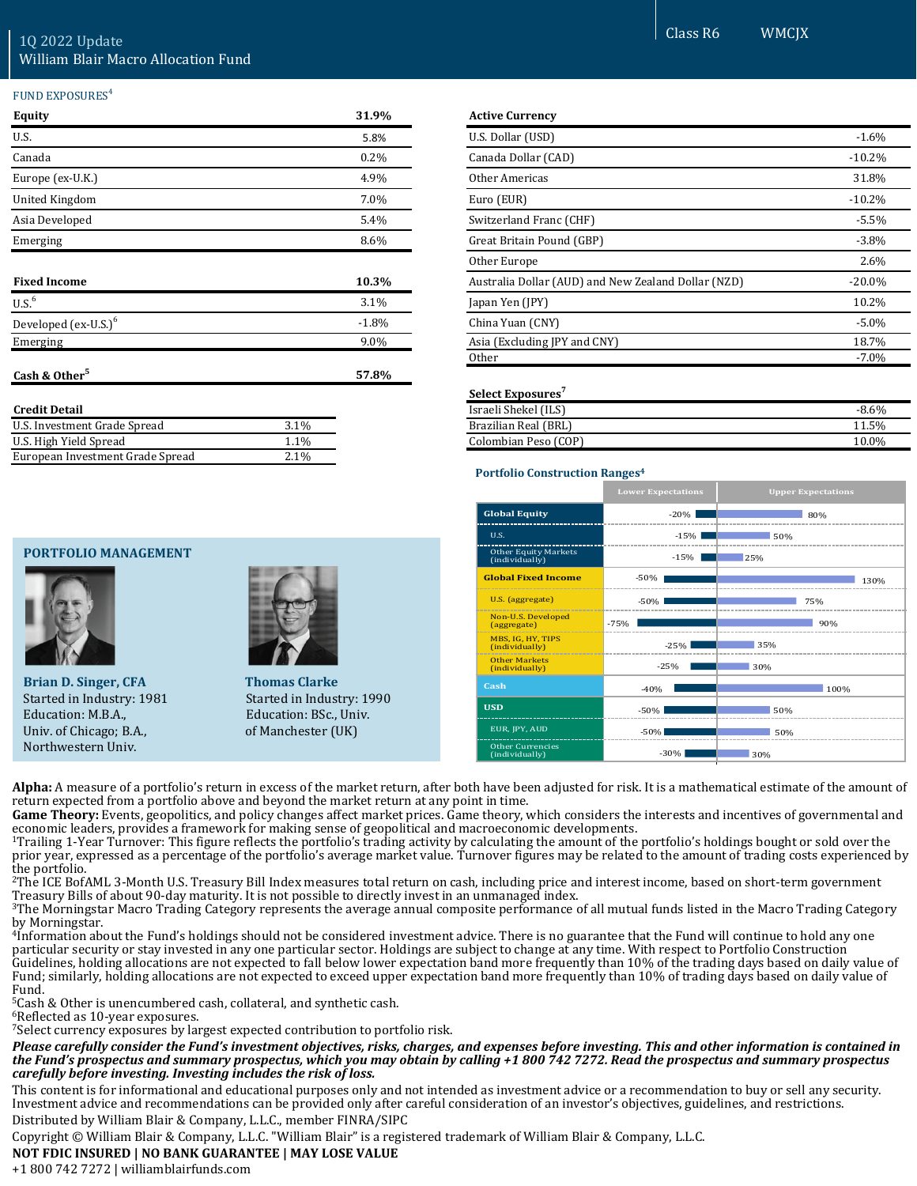1Q 2022 Update
William Blair Macro Allocation Fund

Class R6 WMCJX

## FUND EXPOSURES[4]

| Equity | 31.9% |
|---|---|
| U.S. | 5.8% |
| Canada | 0.2% |
| Europe (ex-U.K.) | 4.9% |
| United Kingdom | 7.0% |
| Asia Developed | 5.4% |
| Emerging | 8.6% |

| Fixed Income | 10.3% |
|---|---|
| U.S.[6] | 3.1% |
| Developed (ex-U.S.)[6] | -1.8% |
| Emerging | 9.0% |

| Cash & Other[5] | 57.8% |
|---|---|

| Credit Detail | |
|---|---|
| U.S. Investment Grade Spread | 3.1% |
| U.S. High Yield Spread | 1.1% |
| European Investment Grade Spread | 2.1% |

| Active Currency | |
|---|---|
| U.S. Dollar (USD) | -1.6% |
| Canada Dollar (CAD) | -10.2% |
| Other Americas | 31.8% |
| Euro (EUR) | -10.2% |
| Switzerland Franc (CHF) | -5.5% |
| Great Britain Pound (GBP) | -3.8% |
| Other Europe | 2.6% |
| Australia Dollar (AUD) and New Zealand Dollar (NZD) | -20.0% |
| Japan Yen (JPY) | 10.2% |
| China Yuan (CNY) | -5.0% |
| Asia (Excluding JPY and CNY) | 18.7% |
| Other | -7.0% |

| Select Exposures[7] | |
|---|---|
| Israeli Shekel (ILS) | -8.6% |
| Brazilian Real (BRL) | 11.5% |
| Colombian Peso (COP) | 10.0% |

### Portfolio Construction Ranges[4]

Lower Expectations
Upper Expectations

Global Equity -20% 80%
U.S. -15% 50%
Other Equity Markets (individually) -15% 25%
Global Fixed Income -50% 130%
U.S. (aggregate) -50% 75%
Non-U.S. Developed (aggregate) -75% 90%
MBS, IG, HY, TIPS (individually) -25% 35%
Other Markets (individually) -25% 30%
Cash -40% 100%
USD -50% 50%
EUR, JPY, AUD -50% 50%
Other Currencies (individually) -30% 30%

## PORTFOLIO MANAGEMENT

**Brian D. Singer, CFA**
Started in Industry: 1981
Education: M.B.A., Univ. of Chicago; B.A., Northwestern Univ.

**Thomas Clarke**
Started in Industry: 1990
Education: BSc., Univ. of Manchester (UK)

**Alpha:** A measure of a portfolio's return in excess of the market return, after both have been adjusted for risk. It is a mathematical estimate of the amount of return expected from a portfolio above and beyond the market return at any point in time.
**Game Theory:** Events, geopolitics, and policy changes affect market prices. Game theory, which considers the interests and incentives of governmental and economic leaders, provides a framework for making sense of geopolitical and macroeconomic developments.
[1]Trailing 1-Year Turnover: This figure reflects the portfolio's trading activity by calculating the amount of the portfolio's holdings bought or sold over the prior year, expressed as a percentage of the portfolio's average market value. Turnover figures may be related to the amount of trading costs experienced by the portfolio.
[2]The ICE BofAML 3-Month U.S. Treasury Bill Index measures total return on cash, including price and interest income, based on short-term government Treasury Bills of about 90-day maturity. It is not possible to directly invest in an unmanaged index.
[3]The Morningstar Macro Trading Category represents the average annual composite performance of all mutual funds listed in the Macro Trading Category by Morningstar.
[4]Information about the Fund's holdings should not be considered investment advice. There is no guarantee that the Fund will continue to hold any one particular security or stay invested in any one particular sector. Holdings are subject to change at any time. With respect to Portfolio Construction Guidelines, holding allocations are not expected to fall below lower expectation band more frequently than 10% of the trading days based on daily value of Fund; similarly, holding allocations are not expected to exceed upper expectation band more frequently than 10% of trading days based on daily value of Fund.
[5]Cash & Other is unencumbered cash, collateral, and synthetic cash.
[6]Reflected as 10-year exposures.
[7]Select currency exposures by largest expected contribution to portfolio risk.

***Please carefully consider the Fund's investment objectives, risks, charges, and expenses before investing. This and other information is contained in the Fund's prospectus and summary prospectus, which you may obtain by calling +1 800 742 7272. Read the prospectus and summary prospectus carefully before investing. Investing includes the risk of loss.***

This content is for informational and educational purposes only and not intended as investment advice or a recommendation to buy or sell any security. Investment advice and recommendations can be provided only after careful consideration of an investor's objectives, guidelines, and restrictions.

Distributed by William Blair & Company, L.L.C., member FINRA/SIPC

Copyright © William Blair & Company, L.L.C. "William Blair" is a registered trademark of William Blair & Company, L.L.C.

**NOT FDIC INSURED | NO BANK GUARANTEE | MAY LOSE VALUE**

+1 800 742 7272 | williamblairfunds.com